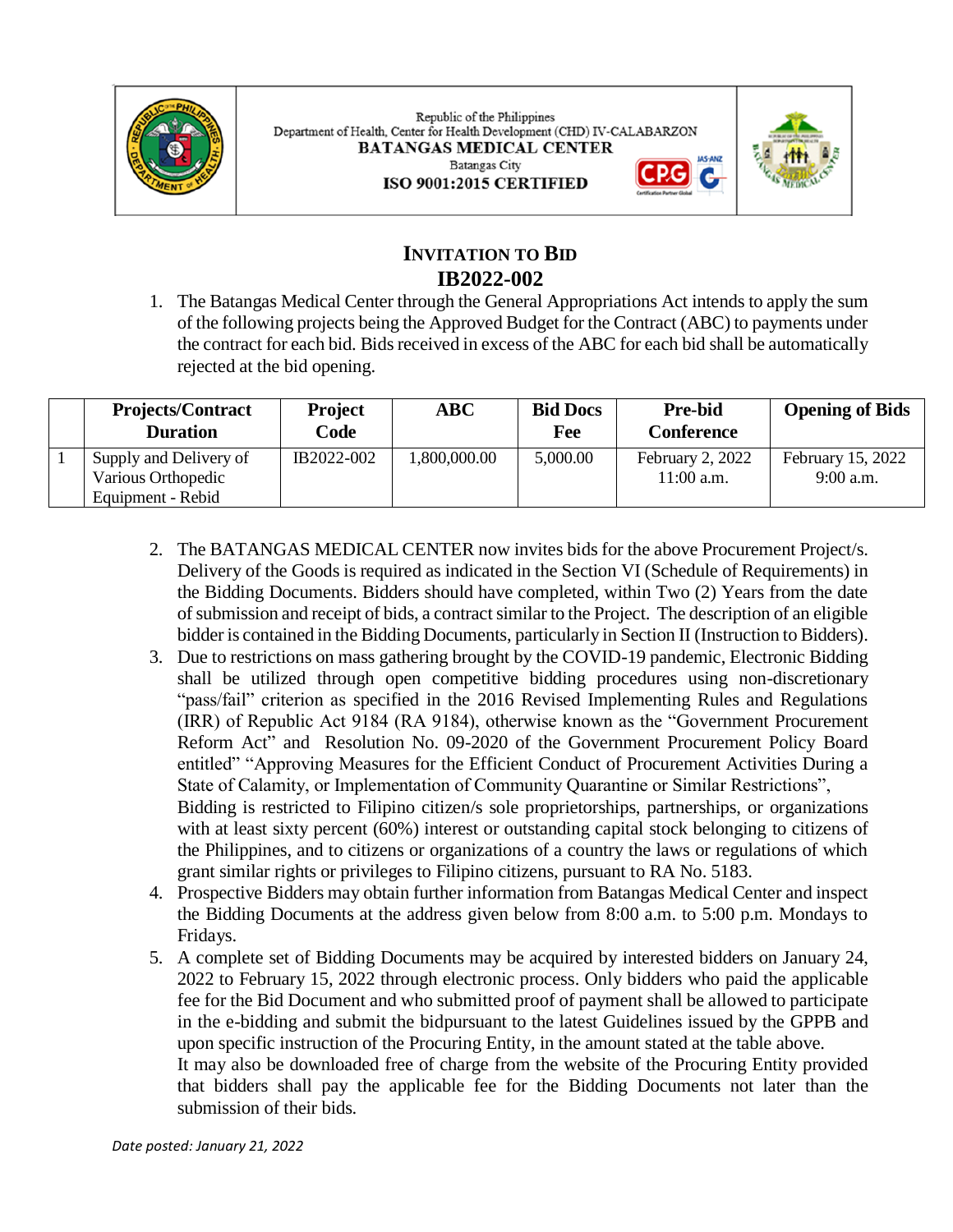Republic of the Philippines
Department of Health, Center for Health Development (CHD) IV-CALABARZON
**BATANGAS MEDICAL CENTER**
Batangas City
**ISO 9001:2015 CERTIFIED**

# INVITATION TO BID
# IB2022-002

1. The Batangas Medical Center through the General Appropriations Act intends to apply the sum of the following projects being the Approved Budget for the Contract (ABC) to payments under the contract for each bid. Bids received in excess of the ABC for each bid shall be automatically rejected at the bid opening.

| | Projects/Contract Duration | Project Code | ABC | Bid Docs Fee | Pre-bid Conference | Opening of Bids |
|---|---|---|---|---|---|---|
| 1 | Supply and Delivery of Various Orthopedic Equipment - Rebid | IB2022-002 | 1,800,000.00 | 5,000.00 | February 2, 2022 11:00 a.m. | February 15, 2022 9:00 a.m. |

2. The BATANGAS MEDICAL CENTER now invites bids for the above Procurement Project/s. Delivery of the Goods is required as indicated in the Section VI (Schedule of Requirements) in the Bidding Documents. Bidders should have completed, within Two (2) Years from the date of submission and receipt of bids, a contract similar to the Project. The description of an eligible bidder is contained in the Bidding Documents, particularly in Section II (Instruction to Bidders).
3. Due to restrictions on mass gathering brought by the COVID-19 pandemic, Electronic Bidding shall be utilized through open competitive bidding procedures using non-discretionary "pass/fail" criterion as specified in the 2016 Revised Implementing Rules and Regulations (IRR) of Republic Act 9184 (RA 9184), otherwise known as the "Government Procurement Reform Act" and Resolution No. 09-2020 of the Government Procurement Policy Board entitled" "Approving Measures for the Efficient Conduct of Procurement Activities During a State of Calamity, or Implementation of Community Quarantine or Similar Restrictions",
   Bidding is restricted to Filipino citizen/s sole proprietorships, partnerships, or organizations with at least sixty percent (60%) interest or outstanding capital stock belonging to citizens of the Philippines, and to citizens or organizations of a country the laws or regulations of which grant similar rights or privileges to Filipino citizens, pursuant to RA No. 5183.
4. Prospective Bidders may obtain further information from Batangas Medical Center and inspect the Bidding Documents at the address given below from 8:00 a.m. to 5:00 p.m. Mondays to Fridays.
5. A complete set of Bidding Documents may be acquired by interested bidders on January 24, 2022 to February 15, 2022 through electronic process. Only bidders who paid the applicable fee for the Bid Document and who submitted proof of payment shall be allowed to participate in the e-bidding and submit the bidpursuant to the latest Guidelines issued by the GPPB and upon specific instruction of the Procuring Entity, in the amount stated at the table above.
   It may also be downloaded free of charge from the website of the Procuring Entity provided that bidders shall pay the applicable fee for the Bidding Documents not later than the submission of their bids.

*Date posted: January 21, 2022*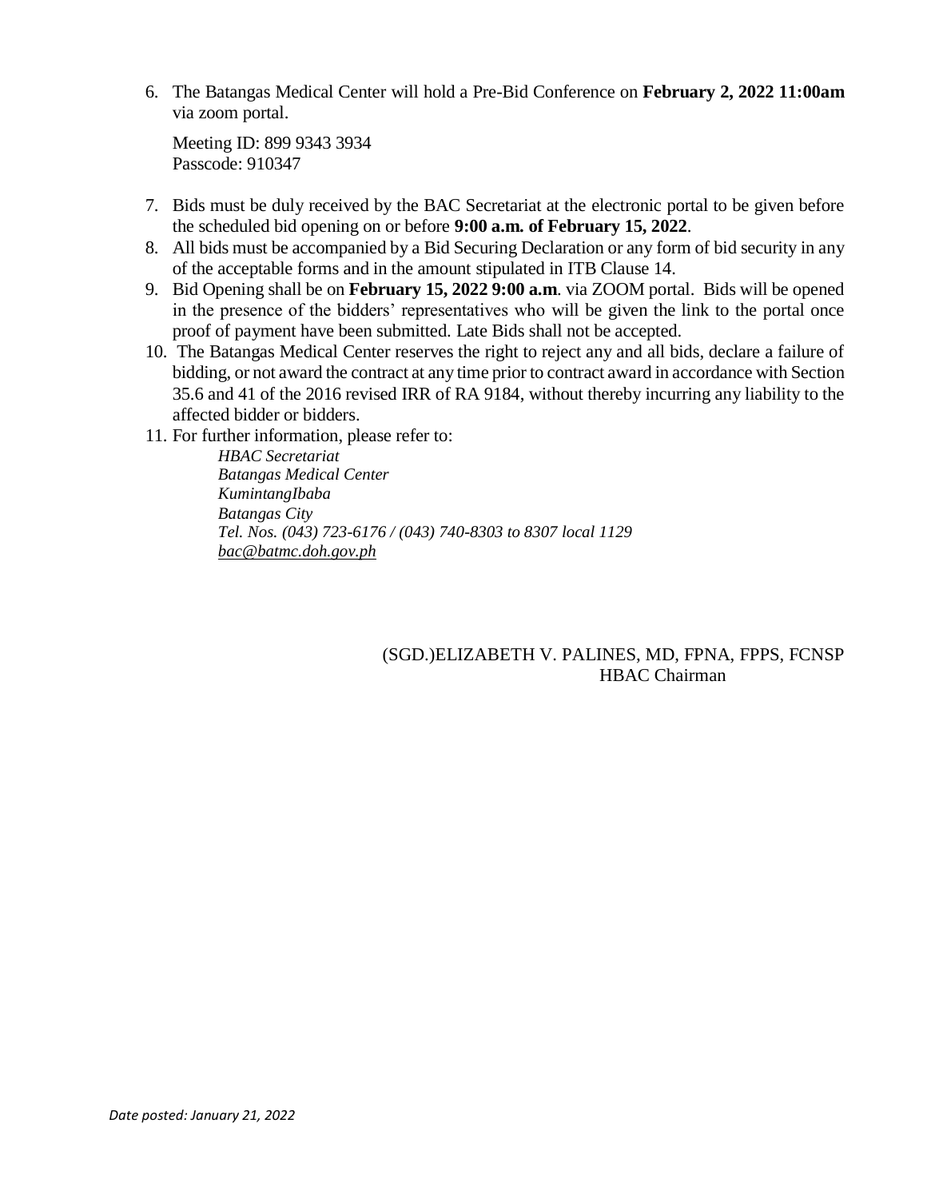6. The Batangas Medical Center will hold a Pre-Bid Conference on **February 2, 2022 11:00am** via zoom portal.

   Meeting ID: 899 9343 3934
   Passcode: 910347

7. Bids must be duly received by the BAC Secretariat at the electronic portal to be given before the scheduled bid opening on or before **9:00 a.m. of February 15, 2022**.
8. All bids must be accompanied by a Bid Securing Declaration or any form of bid security in any of the acceptable forms and in the amount stipulated in ITB Clause 14.
9. Bid Opening shall be on **February 15, 2022 9:00 a.m**. via ZOOM portal. Bids will be opened in the presence of the bidders' representatives who will be given the link to the portal once proof of payment have been submitted. Late Bids shall not be accepted.
10. The Batangas Medical Center reserves the right to reject any and all bids, declare a failure of bidding, or not award the contract at any time prior to contract award in accordance with Section 35.6 and 41 of the 2016 revised IRR of RA 9184, without thereby incurring any liability to the affected bidder or bidders.
11. For further information, please refer to:

    *HBAC Secretariat*
    *Batangas Medical Center*
    *KumintangIbaba*
    *Batangas City*
    *Tel. Nos. (043) 723-6176 / (043) 740-8303 to 8307 local 1129*
    *bac@batmc.doh.gov.ph*

(SGD.)ELIZABETH V. PALINES, MD, FPNA, FPPS, FCNSP
HBAC Chairman

*Date posted: January 21, 2022*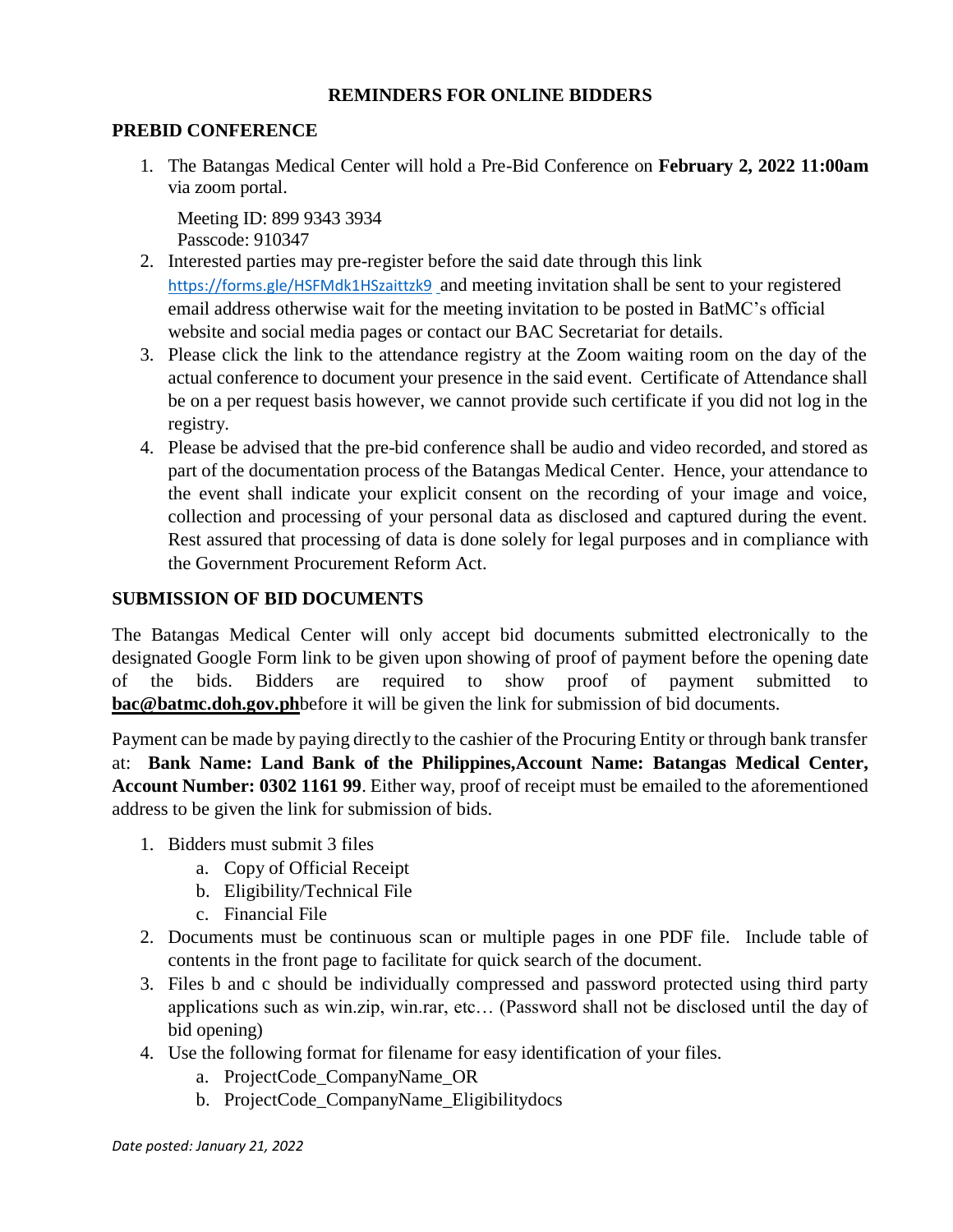# REMINDERS FOR ONLINE BIDDERS

## PREBID CONFERENCE

1. The Batangas Medical Center will hold a Pre-Bid Conference on **February 2, 2022 11:00am** via zoom portal.

   Meeting ID: 899 9343 3934
   Passcode: 910347

2. Interested parties may pre-register before the said date through this link https://forms.gle/HSFMdk1HSzaittzk9 and meeting invitation shall be sent to your registered email address otherwise wait for the meeting invitation to be posted in BatMC's official website and social media pages or contact our BAC Secretariat for details.
3. Please click the link to the attendance registry at the Zoom waiting room on the day of the actual conference to document your presence in the said event. Certificate of Attendance shall be on a per request basis however, we cannot provide such certificate if you did not log in the registry.
4. Please be advised that the pre-bid conference shall be audio and video recorded, and stored as part of the documentation process of the Batangas Medical Center. Hence, your attendance to the event shall indicate your explicit consent on the recording of your image and voice, collection and processing of your personal data as disclosed and captured during the event. Rest assured that processing of data is done solely for legal purposes and in compliance with the Government Procurement Reform Act.

## SUBMISSION OF BID DOCUMENTS

The Batangas Medical Center will only accept bid documents submitted electronically to the designated Google Form link to be given upon showing of proof of payment before the opening date of the bids. Bidders are required to show proof of payment submitted to **bac@batmc.doh.gov.ph**before it will be given the link for submission of bid documents.

Payment can be made by paying directly to the cashier of the Procuring Entity or through bank transfer at: **Bank Name: Land Bank of the Philippines,Account Name: Batangas Medical Center, Account Number: 0302 1161 99**. Either way, proof of receipt must be emailed to the aforementioned address to be given the link for submission of bids.

1. Bidders must submit 3 files
   a. Copy of Official Receipt
   b. Eligibility/Technical File
   c. Financial File
2. Documents must be continuous scan or multiple pages in one PDF file. Include table of contents in the front page to facilitate for quick search of the document.
3. Files b and c should be individually compressed and password protected using third party applications such as win.zip, win.rar, etc… (Password shall not be disclosed until the day of bid opening)
4. Use the following format for filename for easy identification of your files.
   a. ProjectCode_CompanyName_OR
   b. ProjectCode_CompanyName_Eligibilitydocs

*Date posted: January 21, 2022*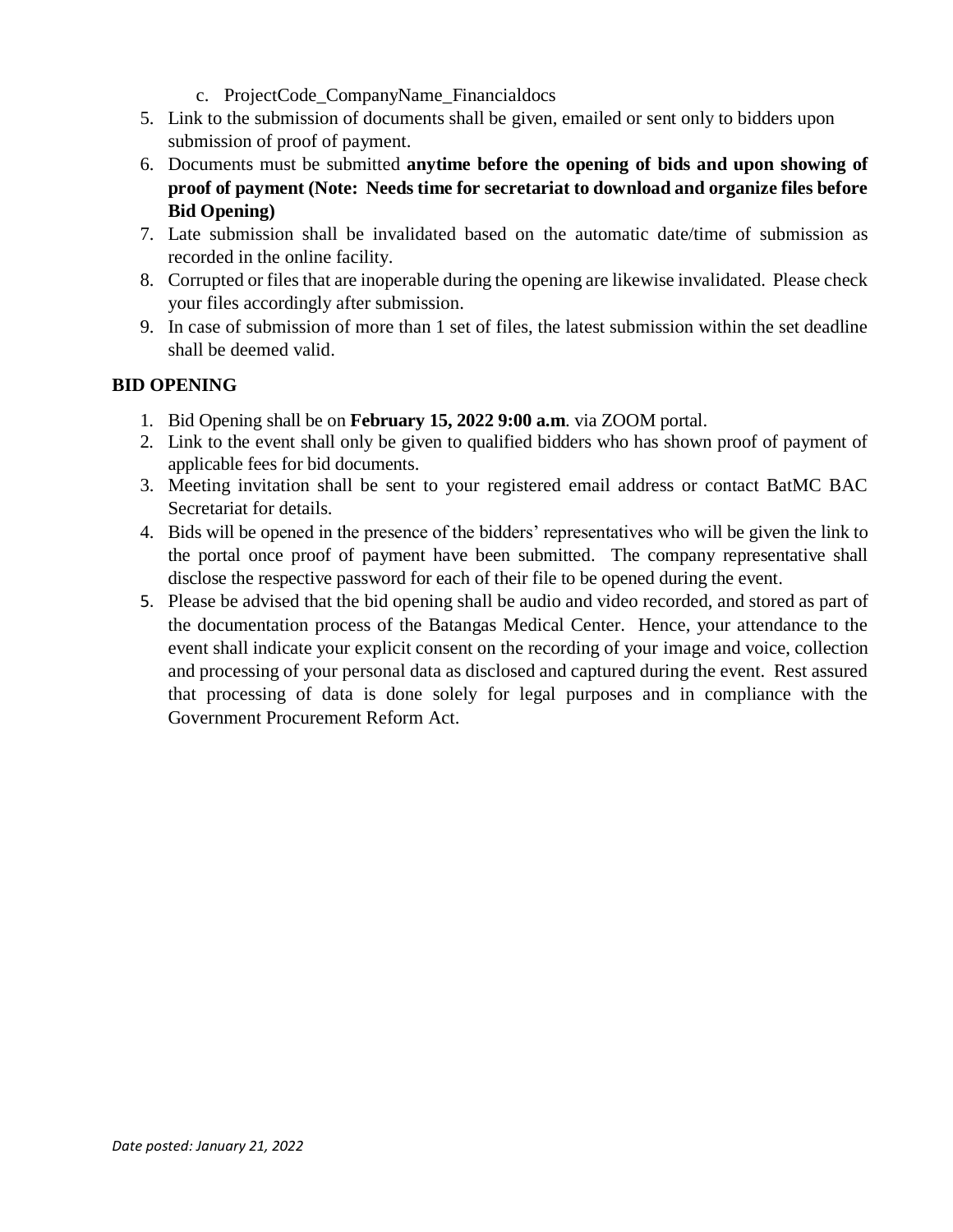c. ProjectCode_CompanyName_Financialdocs

5. Link to the submission of documents shall be given, emailed or sent only to bidders upon submission of proof of payment.
6. Documents must be submitted **anytime before the opening of bids and upon showing of proof of payment (Note: Needs time for secretariat to download and organize files before Bid Opening)**
7. Late submission shall be invalidated based on the automatic date/time of submission as recorded in the online facility.
8. Corrupted or files that are inoperable during the opening are likewise invalidated. Please check your files accordingly after submission.
9. In case of submission of more than 1 set of files, the latest submission within the set deadline shall be deemed valid.

**BID OPENING**

1. Bid Opening shall be on **February 15, 2022 9:00 a.m**. via ZOOM portal.
2. Link to the event shall only be given to qualified bidders who has shown proof of payment of applicable fees for bid documents.
3. Meeting invitation shall be sent to your registered email address or contact BatMC BAC Secretariat for details.
4. Bids will be opened in the presence of the bidders' representatives who will be given the link to the portal once proof of payment have been submitted. The company representative shall disclose the respective password for each of their file to be opened during the event.
5. Please be advised that the bid opening shall be audio and video recorded, and stored as part of the documentation process of the Batangas Medical Center. Hence, your attendance to the event shall indicate your explicit consent on the recording of your image and voice, collection and processing of your personal data as disclosed and captured during the event. Rest assured that processing of data is done solely for legal purposes and in compliance with the Government Procurement Reform Act.

*Date posted: January 21, 2022*